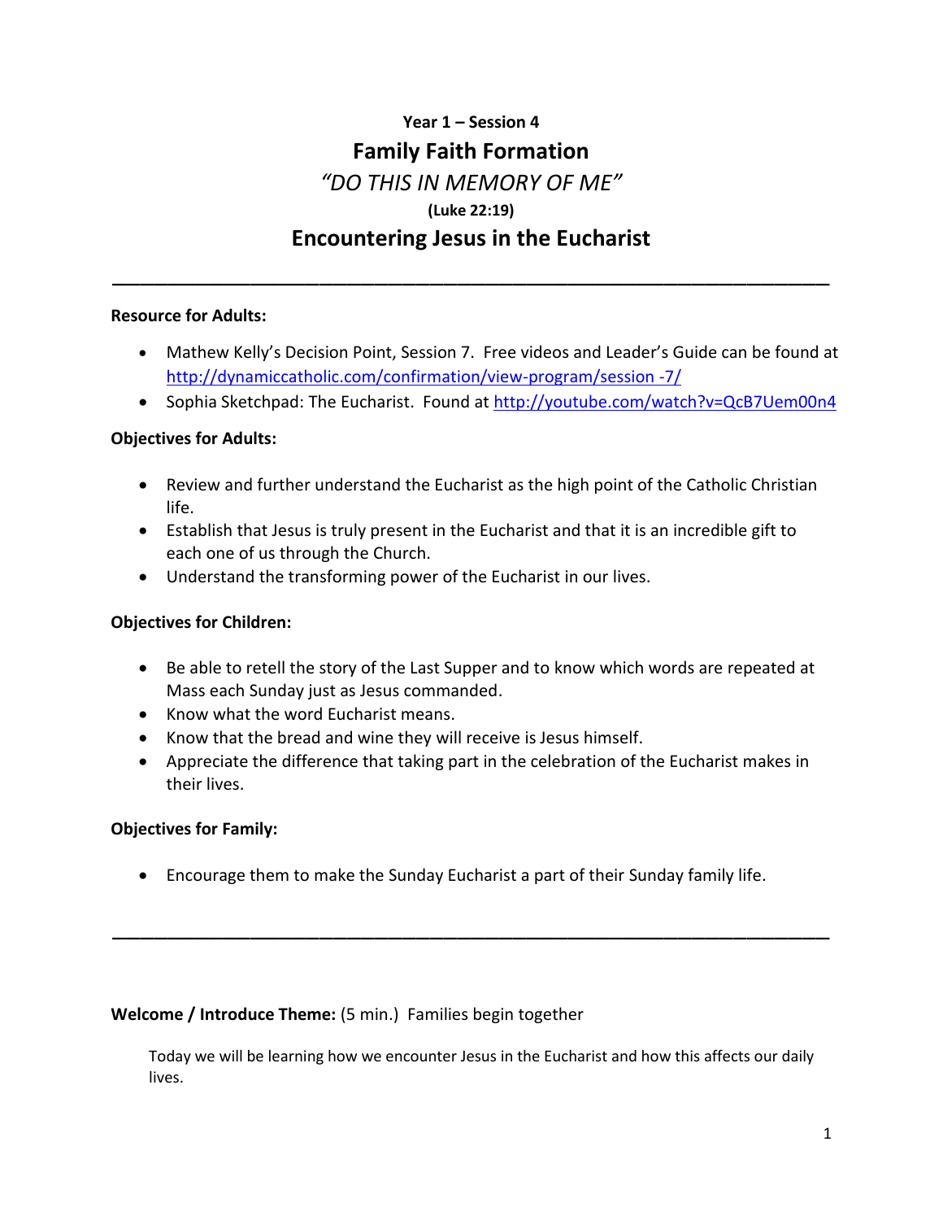**Year 1 – Session 4**

# Family Faith Formation

## *"DO THIS IN MEMORY OF ME"*

**(Luke 22:19)**

## Encountering Jesus in the Eucharist

---

**Resource for Adults:**

- Mathew Kelly's Decision Point, Session 7. Free videos and Leader's Guide can be found at http://dynamiccatholic.com/confirmation/view-program/session -7/
- Sophia Sketchpad: The Eucharist. Found at http://youtube.com/watch?v=QcB7Uem00n4

**Objectives for Adults:**

- Review and further understand the Eucharist as the high point of the Catholic Christian life.
- Establish that Jesus is truly present in the Eucharist and that it is an incredible gift to each one of us through the Church.
- Understand the transforming power of the Eucharist in our lives.

**Objectives for Children:**

- Be able to retell the story of the Last Supper and to know which words are repeated at Mass each Sunday just as Jesus commanded.
- Know what the word Eucharist means.
- Know that the bread and wine they will receive is Jesus himself.
- Appreciate the difference that taking part in the celebration of the Eucharist makes in their lives.

**Objectives for Family:**

- Encourage them to make the Sunday Eucharist a part of their Sunday family life.

---

**Welcome / Introduce Theme:** (5 min.) Families begin together

Today we will be learning how we encounter Jesus in the Eucharist and how this affects our daily lives.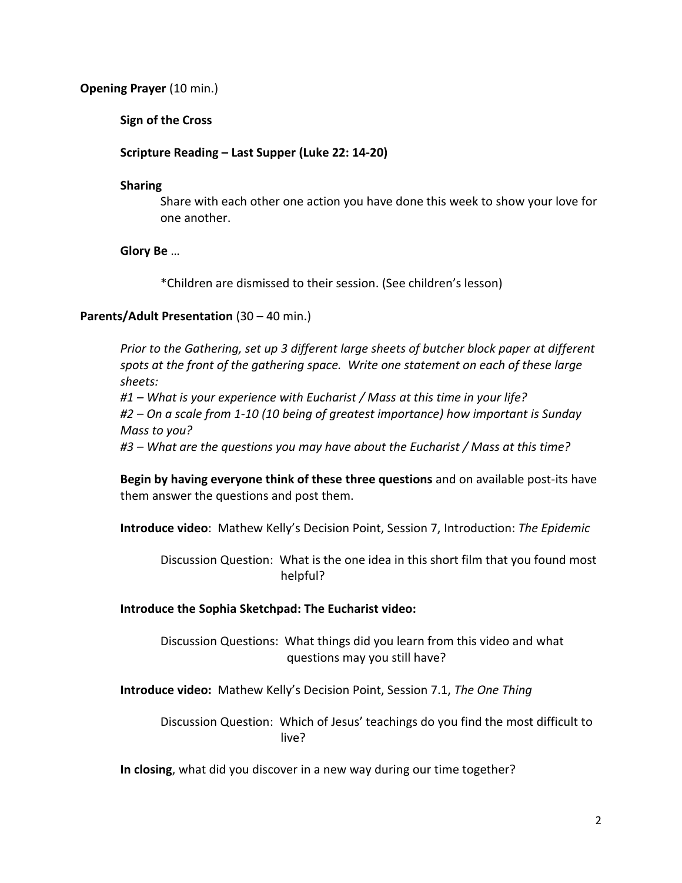**Opening Prayer** (10 min.)

**Sign of the Cross**

**Scripture Reading – Last Supper (Luke 22: 14-20)**

**Sharing**

Share with each other one action you have done this week to show your love for one another.

**Glory Be** …

*Children are dismissed to their session. (See children's lesson)

**Parents/Adult Presentation** (30 – 40 min.)

*Prior to the Gathering, set up 3 different large sheets of butcher block paper at different spots at the front of the gathering space. Write one statement on each of these large sheets:*
*#1 – What is your experience with Eucharist / Mass at this time in your life?*
*#2 – On a scale from 1-10 (10 being of greatest importance) how important is Sunday Mass to you?*
*#3 – What are the questions you may have about the Eucharist / Mass at this time?*

**Begin by having everyone think of these three questions** and on available post-its have them answer the questions and post them.

**Introduce video**: Mathew Kelly's Decision Point, Session 7, Introduction: *The Epidemic*

Discussion Question: What is the one idea in this short film that you found most helpful?

**Introduce the Sophia Sketchpad: The Eucharist video:**

Discussion Questions: What things did you learn from this video and what questions may you still have?

**Introduce video:** Mathew Kelly's Decision Point, Session 7.1, *The One Thing*

Discussion Question: Which of Jesus' teachings do you find the most difficult to live?

**In closing**, what did you discover in a new way during our time together?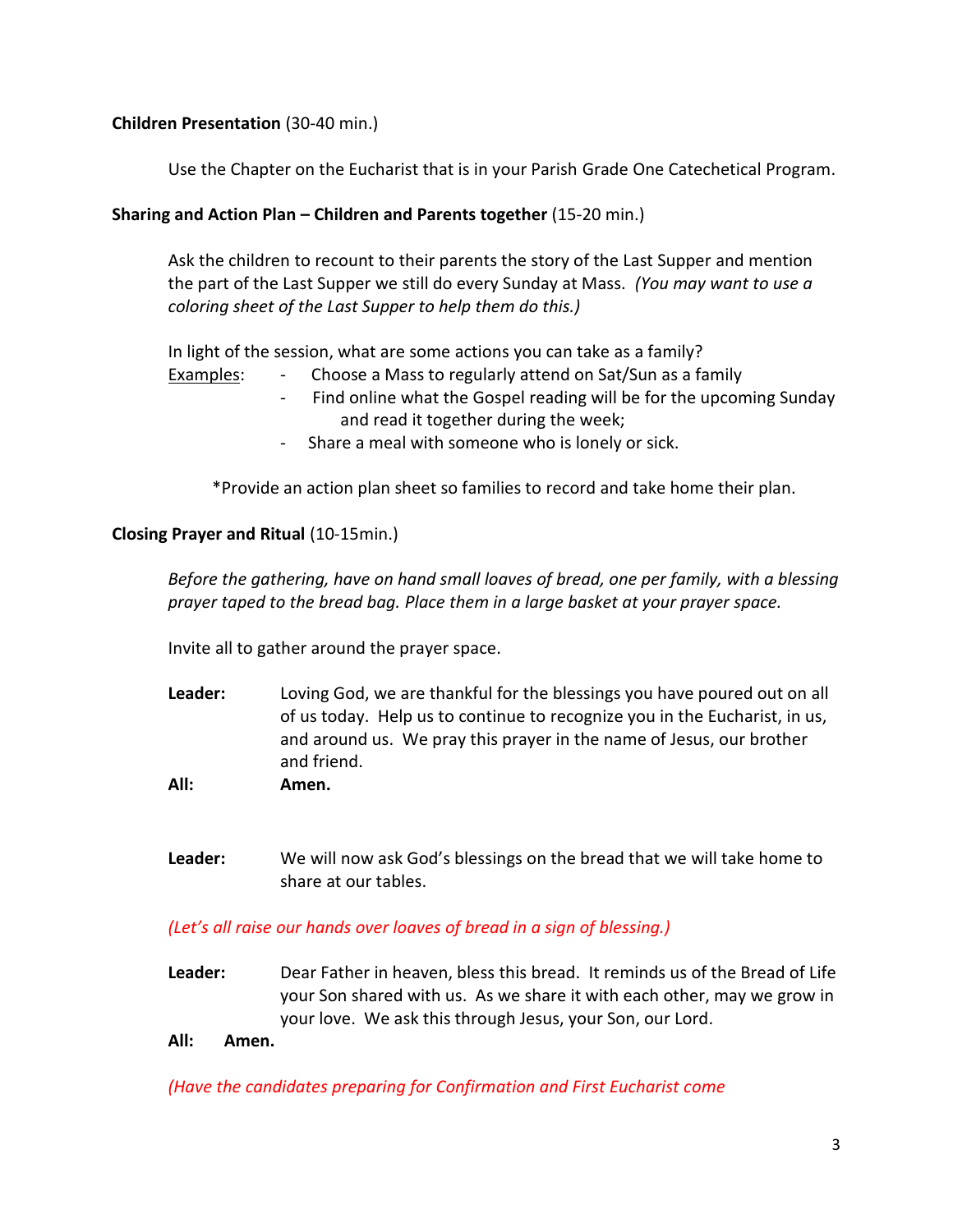**Children Presentation** (30-40 min.)

Use the Chapter on the Eucharist that is in your Parish Grade One Catechetical Program.

**Sharing and Action Plan – Children and Parents together** (15-20 min.)

Ask the children to recount to their parents the story of the Last Supper and mention the part of the Last Supper we still do every Sunday at Mass. *(You may want to use a coloring sheet of the Last Supper to help them do this.)*

In light of the session, what are some actions you can take as a family?

Examples:
- Choose a Mass to regularly attend on Sat/Sun as a family
- Find online what the Gospel reading will be for the upcoming Sunday and read it together during the week;
- Share a meal with someone who is lonely or sick.

*Provide an action plan sheet so families to record and take home their plan.

**Closing Prayer and Ritual** (10-15min.)

*Before the gathering, have on hand small loaves of bread, one per family, with a blessing prayer taped to the bread bag. Place them in a large basket at your prayer space.*

Invite all to gather around the prayer space.

**Leader:** Loving God, we are thankful for the blessings you have poured out on all of us today. Help us to continue to recognize you in the Eucharist, in us, and around us. We pray this prayer in the name of Jesus, our brother and friend.

**All:** **Amen.**

**Leader:** We will now ask God's blessings on the bread that we will take home to share at our tables.

*(Let's all raise our hands over loaves of bread in a sign of blessing.)*

**Leader:** Dear Father in heaven, bless this bread. It reminds us of the Bread of Life your Son shared with us. As we share it with each other, may we grow in your love. We ask this through Jesus, your Son, our Lord.

**All:** **Amen.**

*(Have the candidates preparing for Confirmation and First Eucharist come*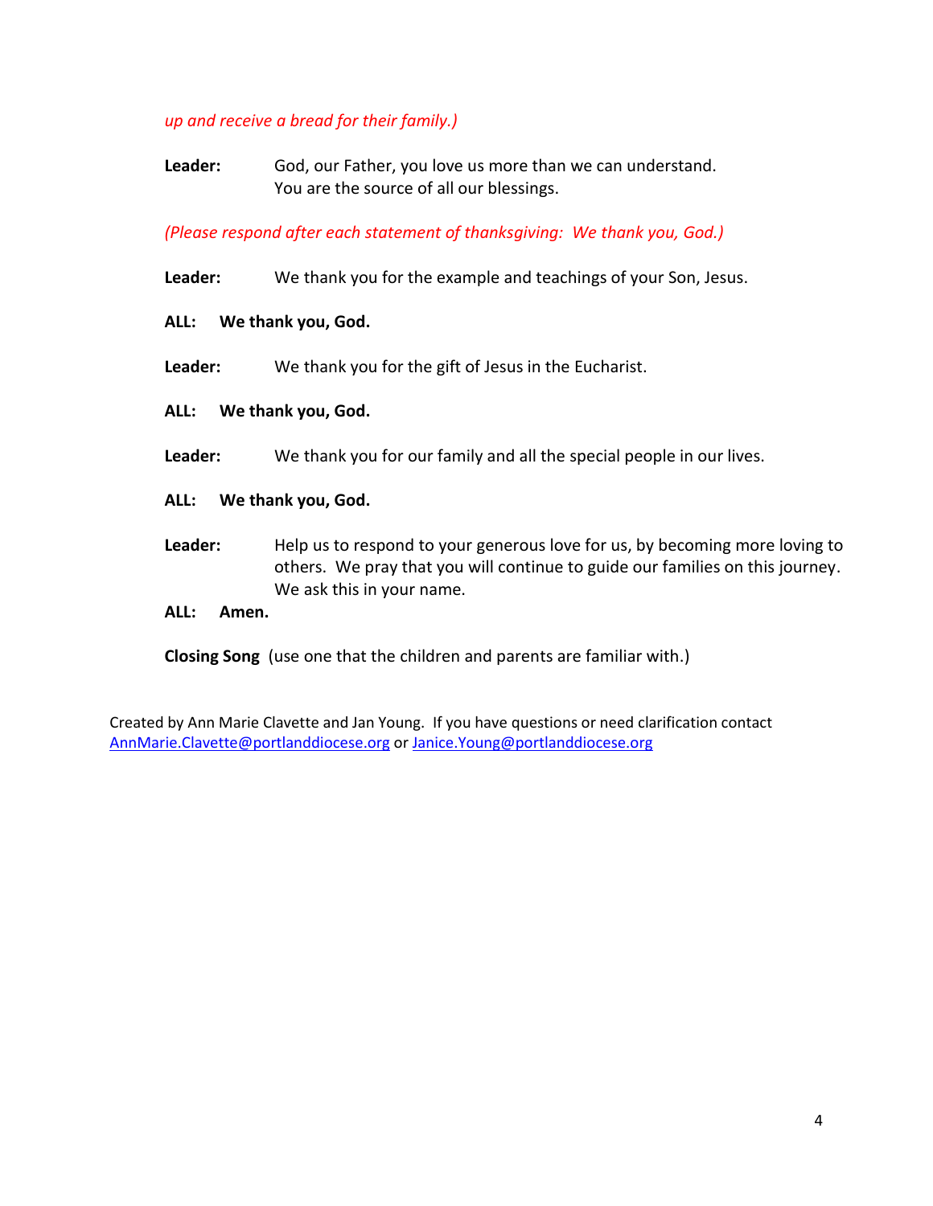*up and receive a bread for their family.)*

**Leader:** God, our Father, you love us more than we can understand. You are the source of all our blessings.

*(Please respond after each statement of thanksgiving: We thank you, God.)*

**Leader:** We thank you for the example and teachings of your Son, Jesus.

**ALL: We thank you, God.**

**Leader:** We thank you for the gift of Jesus in the Eucharist.

**ALL: We thank you, God.**

**Leader:** We thank you for our family and all the special people in our lives.

**ALL: We thank you, God.**

**Leader:** Help us to respond to your generous love for us, by becoming more loving to others. We pray that you will continue to guide our families on this journey. We ask this in your name.

**ALL: Amen.**

**Closing Song** (use one that the children and parents are familiar with.)

Created by Ann Marie Clavette and Jan Young. If you have questions or need clarification contact AnnMarie.Clavette@portlanddiocese.org or Janice.Young@portlanddiocese.org